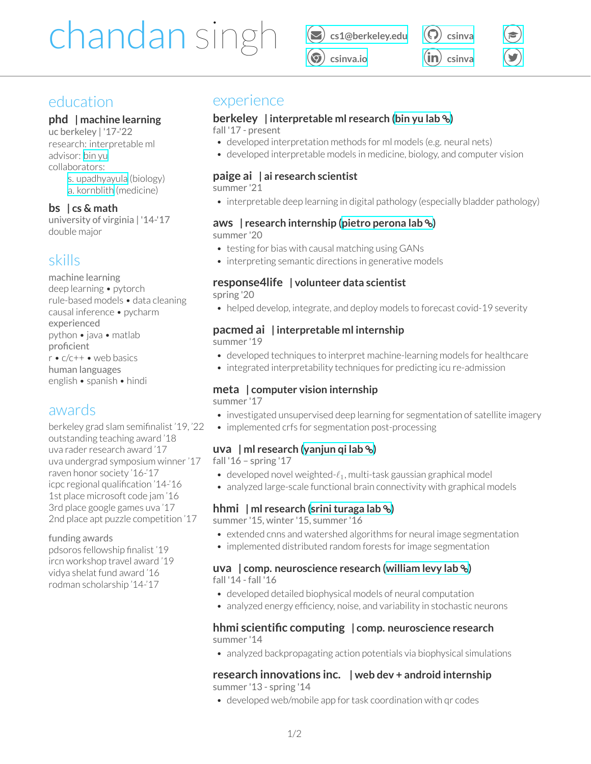# chandan singh

cs1@berkeley.edu | csinva | csinva.io | csinva

## education

**phd | machine learning**
uc berkeley | '17-'22
research: interpretable ml
advisor: bin yu
collaborators:
- s. upadhyayula (biology)
- a. kornblith (medicine)

**bs | cs & math**
university of virginia | '14-'17
double major

## skills

machine learning
deep learning • pytorch
rule-based models • data cleaning
causal inference • pycharm

experienced
python • java • matlab

proficient
r • c/c++ • web basics

human languages
english • spanish • hindi

## awards

berkeley grad slam semifinalist '19, '22
outstanding teaching award '18
uva rader research award '17
uva undergrad symposium winner '17
raven honor society '16-'17
icpc regional qualification '14-'16
1st place microsoft code jam '16
3rd place google games uva '17
2nd place apt puzzle competition '17

funding awards
pdsoros fellowship finalist '19
ircn workshop travel award '19
vidya shelat fund award '16
rodman scholarship '14-'17

## experience

**berkeley | interpretable ml research (bin yu lab)**
fall '17 - present
- developed interpretation methods for ml models (e.g. neural nets)
- developed interpretable models in medicine, biology, and computer vision

**paige ai | ai research scientist**
summer '21
- interpretable deep learning in digital pathology (especially bladder pathology)

**aws | research internship (pietro perona lab)**
summer '20
- testing for bias with causal matching using GANs
- interpreting semantic directions in generative models

**response4life | volunteer data scientist**
spring '20
- helped develop, integrate, and deploy models to forecast covid-19 severity

**pacmed ai | interpretable ml internship**
summer '19
- developed techniques to interpret machine-learning models for healthcare
- integrated interpretability techniques for predicting icu re-admission

**meta | computer vision internship**
summer '17
- investigated unsupervised deep learning for segmentation of satellite imagery
- implemented crfs for segmentation post-processing

**uva | ml research (yanjun qi lab)**
fall '16 – spring '17
- developed novel weighted-$\ell_1$, multi-task gaussian graphical model
- analyzed large-scale functional brain connectivity with graphical models

**hhmi | ml research (srini turaga lab)**
summer '15, winter '15, summer '16
- extended cnns and watershed algorithms for neural image segmentation
- implemented distributed random forests for image segmentation

**uva | comp. neuroscience research (william levy lab)**
fall '14 - fall '16
- developed detailed biophysical models of neural computation
- analyzed energy efficiency, noise, and variability in stochastic neurons

**hhmi scientific computing | comp. neuroscience research**
summer '14
- analyzed backpropagating action potentials via biophysical simulations

**research innovations inc. | web dev + android internship**
summer '13 - spring '14
- developed web/mobile app for task coordination with qr codes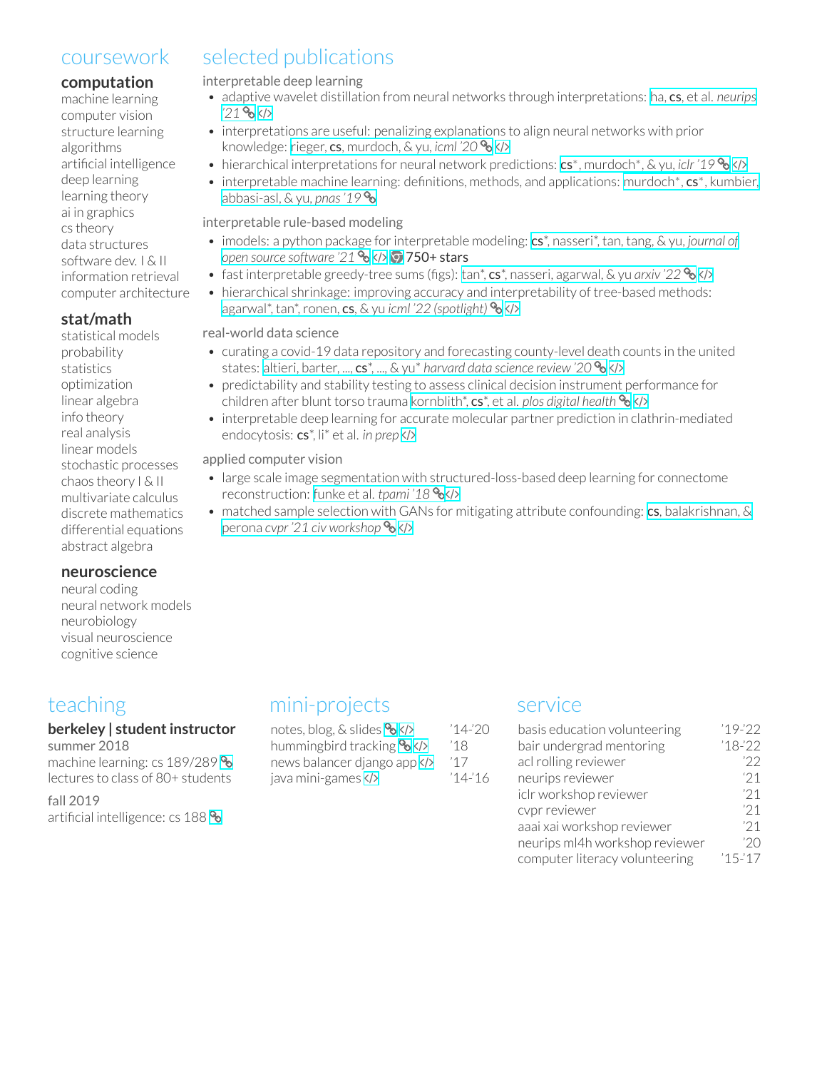## coursework

### computation

machine learning
computer vision
structure learning
algorithms
artificial intelligence
deep learning
learning theory
ai in graphics
cs theory
data structures
software dev. I & II
information retrieval
computer architecture

### stat/math

statistical models
probability
statistics
optimization
linear algebra
info theory
real analysis
linear models
stochastic processes
chaos theory I & II
multivariate calculus
discrete mathematics
differential equations
abstract algebra

### neuroscience

neural coding
neural network models
neurobiology
visual neuroscience
cognitive science

## selected publications

interpretable deep learning

- adaptive wavelet distillation from neural networks through interpretations: ha, **cs**, et al. *neurips '21* </>
- interpretations are useful: penalizing explanations to align neural networks with prior knowledge: rieger, **cs**, murdoch, & yu, *icml '20* </>
- hierarchical interpretations for neural network predictions: **cs**\*, murdoch\*, & yu, *iclr '19* </>
- interpretable machine learning: definitions, methods, and applications: murdoch\*, **cs**\*, kumbier, abbasi-asl, & yu, *pnas '19*

interpretable rule-based modeling

- imodels: a python package for interpretable modeling: **cs**\*, nasseri\*, tan, tang, & yu, *journal of open source software '21* </> 750+ stars
- fast interpretable greedy-tree sums (figs): tan\*, **cs**\*, nasseri, agarwal, & yu *arxiv '22* </>
- hierarchical shrinkage: improving accuracy and interpretability of tree-based methods: agarwal\*, tan\*, ronen, **cs**, & yu *icml '22 (spotlight)* </>

real-world data science

- curating a covid-19 data repository and forecasting county-level death counts in the united states: altieri, barter, ..., **cs**\*, ..., & yu\* *harvard data science review '20* </>
- predictability and stability testing to assess clinical decision instrument performance for children after blunt torso trauma kornblith\*, **cs**\*, et al. *plos digital health* </>
- interpretable deep learning for accurate molecular partner prediction in clathrin-mediated endocytosis: **cs**\*, li\* et al. *in prep* </>

applied computer vision

- large scale image segmentation with structured-loss-based deep learning for connectome reconstruction: funke et al. *tpami '18* </>
- matched sample selection with GANs for mitigating attribute confounding: **cs**, balakrishnan, & perona *cvpr '21 civ workshop* </>

## teaching

**berkeley | student instructor**

summer 2018
machine learning: cs 189/289
lectures to class of 80+ students

fall 2019
artificial intelligence: cs 188

## mini-projects

| | |
|---|---|
| notes, blog, & slides </> | '14-'20 |
| hummingbird tracking </> | '18 |
| news balancer django app </> | '17 |
| java mini-games </> | '14-'16 |

## service

| | |
|---|---|
| basis education volunteering | '19-'22 |
| bair undergrad mentoring | '18-'22 |
| acl rolling reviewer | '22 |
| neurips reviewer | '21 |
| iclr workshop reviewer | '21 |
| cvpr reviewer | '21 |
| aaai xai workshop reviewer | '21 |
| neurips ml4h workshop reviewer | '20 |
| computer literacy volunteering | '15-'17 |